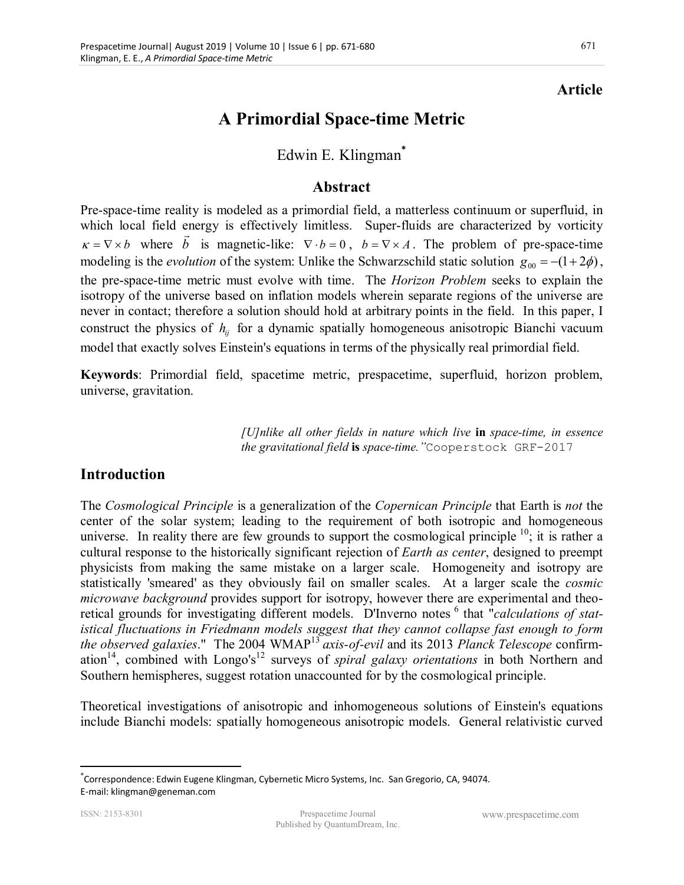**Article**

# A Primordial Space-time Metric

Edwin E. Klingman*

## Abstract

Pre-space-time reality is modeled as a primordial field, a matterless continuum or superfluid, in which local field energy is effectively limitless. Super-fluids are characterized by vorticity $\kappa = \nabla \times b$ where $\vec{b}$ is magnetic-like: $\nabla \cdot b = 0$, $b = \nabla \times A$. The problem of pre-space-time modeling is the *evolution* of the system: Unlike the Schwarzschild static solution $g_{00} = -(1+2\phi)$, the pre-space-time metric must evolve with time. The *Horizon Problem* seeks to explain the isotropy of the universe based on inflation models wherein separate regions of the universe are never in contact; therefore a solution should hold at arbitrary points in the field. In this paper, I construct the physics of $h_{ij}$ for a dynamic spatially homogeneous anisotropic Bianchi vacuum model that exactly solves Einstein's equations in terms of the physically real primordial field.

**Keywords**: Primordial field, spacetime metric, prespacetime, superfluid, horizon problem, universe, gravitation.

> *[U]nlike all other fields in nature which live* **in** *space-time, in essence the gravitational field* **is** *space-time."* Cooperstock GRF-2017

## Introduction

The *Cosmological Principle* is a generalization of the *Copernican Principle* that Earth is *not* the center of the solar system; leading to the requirement of both isotropic and homogeneous universe. In reality there are few grounds to support the cosmological principle [10]; it is rather a cultural response to the historically significant rejection of *Earth as center*, designed to preempt physicists from making the same mistake on a larger scale. Homogeneity and isotropy are statistically 'smeared' as they obviously fail on smaller scales. At a larger scale the *cosmic microwave background* provides support for isotropy, however there are experimental and theoretical grounds for investigating different models. D'Inverno notes [6] that "*calculations of statistical fluctuations in Friedmann models suggest that they cannot collapse fast enough to form the observed galaxies*." The 2004 WMAP[13] *axis-of-evil* and its 2013 *Planck Telescope* confirmation[14], combined with Longo's[12] surveys of *spiral galaxy orientations* in both Northern and Southern hemispheres, suggest rotation unaccounted for by the cosmological principle.

Theoretical investigations of anisotropic and inhomogeneous solutions of Einstein's equations include Bianchi models: spatially homogeneous anisotropic models. General relativistic curved

*Correspondence: Edwin Eugene Klingman, Cybernetic Micro Systems, Inc. San Gregorio, CA, 94074. E-mail: klingman@geneman.com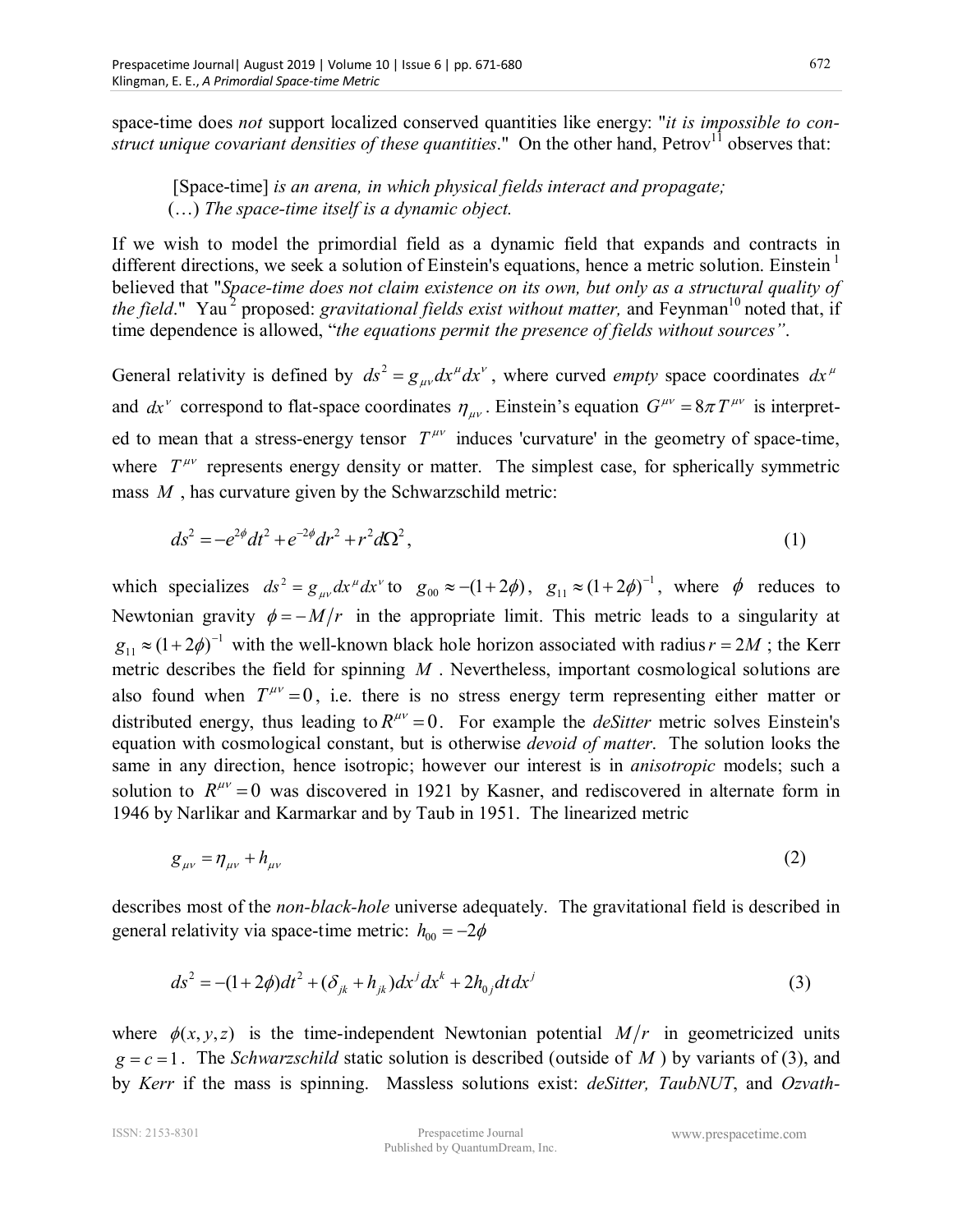space-time does *not* support localized conserved quantities like energy: "*it is impossible to construct unique covariant densities of these quantities*." On the other hand, Petrov[11] observes that:

> [Space-time] *is an arena, in which physical fields interact and propagate;*
> (…) *The space-time itself is a dynamic object.*

If we wish to model the primordial field as a dynamic field that expands and contracts in different directions, we seek a solution of Einstein's equations, hence a metric solution. Einstein[1] believed that "*Space-time does not claim existence on its own, but only as a structural quality of the field*." Yau[2] proposed: *gravitational fields exist without matter,* and Feynman[10] noted that, if time dependence is allowed, "*the equations permit the presence of fields without sources*".

General relativity is defined by $ds^2 = g_{\mu\nu}dx^\mu dx^\nu$, where curved *empty* space coordinates $dx^\mu$ and $dx^\nu$ correspond to flat-space coordinates $\eta_{\mu\nu}$. Einstein's equation $G^{\mu\nu} = 8\pi T^{\mu\nu}$ is interpreted to mean that a stress-energy tensor $T^{\mu\nu}$ induces 'curvature' in the geometry of space-time, where $T^{\mu\nu}$ represents energy density or matter. The simplest case, for spherically symmetric mass $M$, has curvature given by the Schwarzschild metric:

$$ds^2 = -e^{2\phi}dt^2 + e^{-2\phi}dr^2 + r^2 d\Omega^2, \tag{1}$$

which specializes $ds^2 = g_{\mu\nu}dx^\mu dx^\nu$ to $g_{00} \approx -(1+2\phi)$, $g_{11} \approx (1+2\phi)^{-1}$, where $\phi$ reduces to Newtonian gravity $\phi = -M/r$ in the appropriate limit. This metric leads to a singularity at $g_{11} \approx (1+2\phi)^{-1}$ with the well-known black hole horizon associated with radius $r = 2M$; the Kerr metric describes the field for spinning $M$. Nevertheless, important cosmological solutions are also found when $T^{\mu\nu} = 0$, i.e. there is no stress energy term representing either matter or distributed energy, thus leading to $R^{\mu\nu} = 0$. For example the *deSitter* metric solves Einstein's equation with cosmological constant, but is otherwise *devoid of matter*. The solution looks the same in any direction, hence isotropic; however our interest is in *anisotropic* models; such a solution to $R^{\mu\nu} = 0$ was discovered in 1921 by Kasner, and rediscovered in alternate form in 1946 by Narlikar and Karmarkar and by Taub in 1951. The linearized metric

$$g_{\mu\nu} = \eta_{\mu\nu} + h_{\mu\nu} \tag{2}$$

describes most of the *non-black-hole* universe adequately. The gravitational field is described in general relativity via space-time metric: $h_{00} = -2\phi$

$$ds^2 = -(1+2\phi)dt^2 + (\delta_{jk} + h_{jk})dx^j dx^k + 2h_{0j}dt\,dx^j \tag{3}$$

where $\phi(x, y, z)$ is the time-independent Newtonian potential $M/r$ in geometricized units $g = c = 1$. The *Schwarzschild* static solution is described (outside of $M$) by variants of (3), and by *Kerr* if the mass is spinning. Massless solutions exist: *deSitter, TaubNUT*, and *Ozvath-*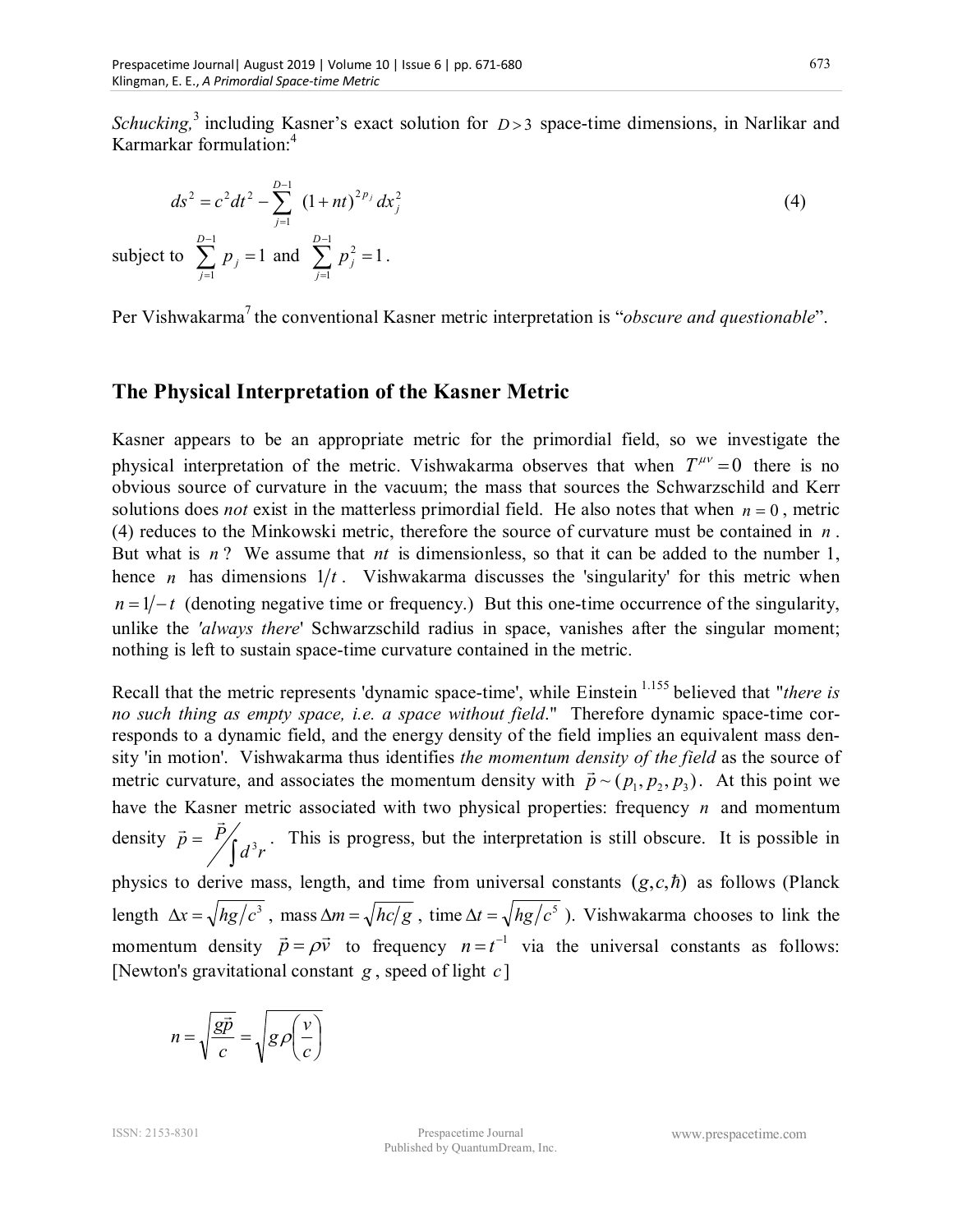*Schucking,*[3] including Kasner's exact solution for $D > 3$ space-time dimensions, in Narlikar and Karmarkar formulation:[4]

$$ds^2 = c^2 dt^2 - \sum_{j=1}^{D-1} (1+nt)^{2p_j} dx_j^2 \tag{4}$$

subject to $\sum_{j=1}^{D-1} p_j = 1$ and $\sum_{j=1}^{D-1} p_j^2 = 1$.

Per Vishwakarma[7] the conventional Kasner metric interpretation is "*obscure and questionable*".

## The Physical Interpretation of the Kasner Metric

Kasner appears to be an appropriate metric for the primordial field, so we investigate the physical interpretation of the metric. Vishwakarma observes that when $T^{\mu\nu} = 0$ there is no obvious source of curvature in the vacuum; the mass that sources the Schwarzschild and Kerr solutions does *not* exist in the matterless primordial field. He also notes that when $n = 0$, metric (4) reduces to the Minkowski metric, therefore the source of curvature must be contained in $n$. But what is $n$? We assume that $nt$ is dimensionless, so that it can be added to the number 1, hence $n$ has dimensions $1/t$. Vishwakarma discusses the 'singularity' for this metric when $n = 1/-t$ (denoting negative time or frequency.) But this one-time occurrence of the singularity, unlike the *'always there*' Schwarzschild radius in space, vanishes after the singular moment; nothing is left to sustain space-time curvature contained in the metric.

Recall that the metric represents 'dynamic space-time', while Einstein [1.155] believed that "*there is no such thing as empty space, i.e. a space without field*." Therefore dynamic space-time corresponds to a dynamic field, and the energy density of the field implies an equivalent mass density 'in motion'. Vishwakarma thus identifies *the momentum density of the field* as the source of metric curvature, and associates the momentum density with $\vec{p} \sim (p_1, p_2, p_3)$. At this point we have the Kasner metric associated with two physical properties: frequency $n$ and momentum density $\vec{p} = \vec{P} \Big/ \int d^3 r$. This is progress, but the interpretation is still obscure. It is possible in physics to derive mass, length, and time from universal constants $(g, c, \hbar)$ as follows (Planck length $\Delta x = \sqrt{hg/c^3}$, mass $\Delta m = \sqrt{hc/g}$, time $\Delta t = \sqrt{hg/c^5}$ ). Vishwakarma chooses to link the momentum density $\vec{p} = \rho \vec{v}$ to frequency $n = t^{-1}$ via the universal constants as follows: [Newton's gravitational constant $g$, speed of light $c$]

$$n = \sqrt{\frac{g\vec{p}}{c}} = \sqrt{g\rho\left(\frac{v}{c}\right)}$$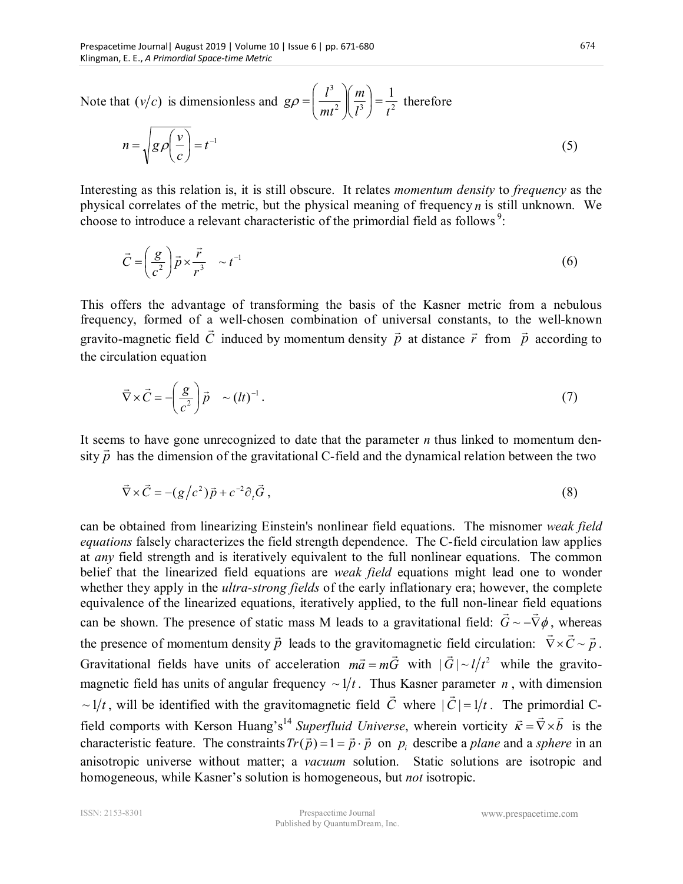Note that $(v/c)$ is dimensionless and $g\rho = \left(\frac{l^3}{mt^2}\right)\left(\frac{m}{l^3}\right) = \frac{1}{t^2}$ therefore

$$n = \sqrt{g\rho\left(\frac{v}{c}\right)} = t^{-1} \tag{5}$$

Interesting as this relation is, it is still obscure. It relates *momentum density* to *frequency* as the physical correlates of the metric, but the physical meaning of frequency $n$ is still unknown. We choose to introduce a relevant characteristic of the primordial field as follows [9]:

$$\vec{C} = \left(\frac{g}{c^2}\right)\vec{p} \times \frac{\vec{r}}{r^3} \quad \sim t^{-1} \tag{6}$$

This offers the advantage of transforming the basis of the Kasner metric from a nebulous frequency, formed of a well-chosen combination of universal constants, to the well-known gravito-magnetic field $\vec{C}$ induced by momentum density $\vec{p}$ at distance $\vec{r}$ from $\vec{p}$ according to the circulation equation

$$\vec{\nabla} \times \vec{C} = -\left(\frac{g}{c^2}\right)\vec{p} \quad \sim (lt)^{-1}. \tag{7}$$

It seems to have gone unrecognized to date that the parameter $n$ thus linked to momentum density $\vec{p}$ has the dimension of the gravitational C-field and the dynamical relation between the two

$$\vec{\nabla} \times \vec{C} = -(g/c^2)\vec{p} + c^{-2}\partial_t \vec{G}, \tag{8}$$

can be obtained from linearizing Einstein's nonlinear field equations. The misnomer *weak field equations* falsely characterizes the field strength dependence. The C-field circulation law applies at *any* field strength and is iteratively equivalent to the full nonlinear equations. The common belief that the linearized field equations are *weak field* equations might lead one to wonder whether they apply in the *ultra-strong fields* of the early inflationary era; however, the complete equivalence of the linearized equations, iteratively applied, to the full non-linear field equations can be shown. The presence of static mass M leads to a gravitational field: $\vec{G} \sim -\vec{\nabla}\phi$, whereas the presence of momentum density $\vec{p}$ leads to the gravitomagnetic field circulation: $\vec{\nabla} \times \vec{C} \sim \vec{p}$. Gravitational fields have units of acceleration $m\vec{a} = m\vec{G}$ with $|\vec{G}| \sim l/t^2$ while the gravitomagnetic field has units of angular frequency $\sim 1/t$. Thus Kasner parameter $n$, with dimension $\sim 1/t$, will be identified with the gravitomagnetic field $\vec{C}$ where $|\vec{C}| = 1/t$. The primordial C-field comports with Kerson Huang's[14] *Superfluid Universe*, wherein vorticity $\vec{\kappa} = \vec{\nabla} \times \vec{b}$ is the characteristic feature. The constraints $Tr(\vec{p}) = 1 = \vec{p} \cdot \vec{p}$ on $p_i$ describe a *plane* and a *sphere* in an anisotropic universe without matter; a *vacuum* solution. Static solutions are isotropic and homogeneous, while Kasner's solution is homogeneous, but *not* isotropic.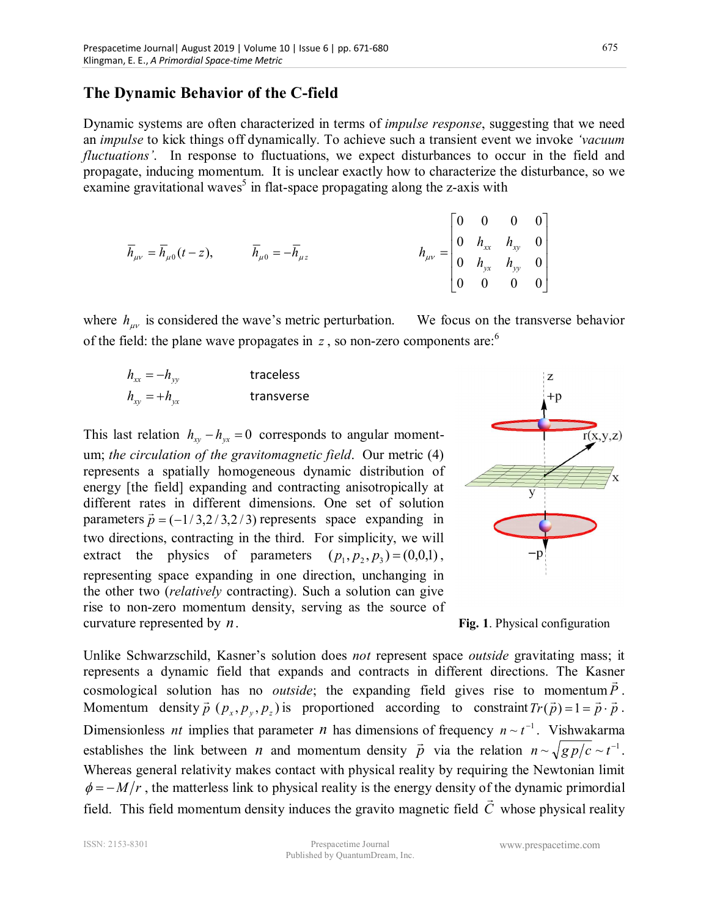## The Dynamic Behavior of the C-field

Dynamic systems are often characterized in terms of *impulse response*, suggesting that we need an *impulse* to kick things off dynamically. To achieve such a transient event we invoke *'vacuum fluctuations'*. In response to fluctuations, we expect disturbances to occur in the field and propagate, inducing momentum. It is unclear exactly how to characterize the disturbance, so we examine gravitational waves[5] in flat-space propagating along the z-axis with

$$\bar{h}_{\mu\nu} = \bar{h}_{\mu 0}(t-z), \qquad \bar{h}_{\mu 0} = -\bar{h}_{\mu z} \qquad\qquad h_{\mu\nu} = \begin{bmatrix} 0 & 0 & 0 & 0 \\ 0 & h_{xx} & h_{xy} & 0 \\ 0 & h_{yx} & h_{yy} & 0 \\ 0 & 0 & 0 & 0 \end{bmatrix}$$

where $h_{\mu\nu}$ is considered the wave's metric perturbation. We focus on the transverse behavior of the field: the plane wave propagates in $z$, so non-zero components are:[6]

$$h_{xx} = -h_{yy} \qquad \text{traceless}$$
$$h_{xy} = +h_{yx} \qquad \text{transverse}$$

This last relation $h_{xy} - h_{yx} = 0$ corresponds to angular momentum; *the circulation of the gravitomagnetic field*. Our metric (4) represents a spatially homogeneous dynamic distribution of energy [the field] expanding and contracting anisotropically at different rates in different dimensions. One set of solution parameters $\vec{p} = (-1/3, 2/3, 2/3)$ represents space expanding in two directions, contracting in the third. For simplicity, we will extract the physics of parameters $(p_1, p_2, p_3) = (0,0,1)$, representing space expanding in one direction, unchanging in the other two (*relatively* contracting). Such a solution can give rise to non-zero momentum density, serving as the source of curvature represented by $n$.

**Fig. 1**. Physical configuration

Unlike Schwarzschild, Kasner's solution does *not* represent space *outside* gravitating mass; it represents a dynamic field that expands and contracts in different directions. The Kasner cosmological solution has no *outside*; the expanding field gives rise to momentum $\vec{P}$. Momentum density $\vec{p}$ $(p_x, p_y, p_z)$ is proportioned according to constraint $Tr(\vec{p}) = 1 = \vec{p} \cdot \vec{p}$. Dimensionless $nt$ implies that parameter $n$ has dimensions of frequency $n \sim t^{-1}$. Vishwakarma establishes the link between $n$ and momentum density $\vec{p}$ via the relation $n \sim \sqrt{g\,p/c} \sim t^{-1}$. Whereas general relativity makes contact with physical reality by requiring the Newtonian limit $\phi = -M/r$, the matterless link to physical reality is the energy density of the dynamic primordial field. This field momentum density induces the gravito magnetic field $\vec{C}$ whose physical reality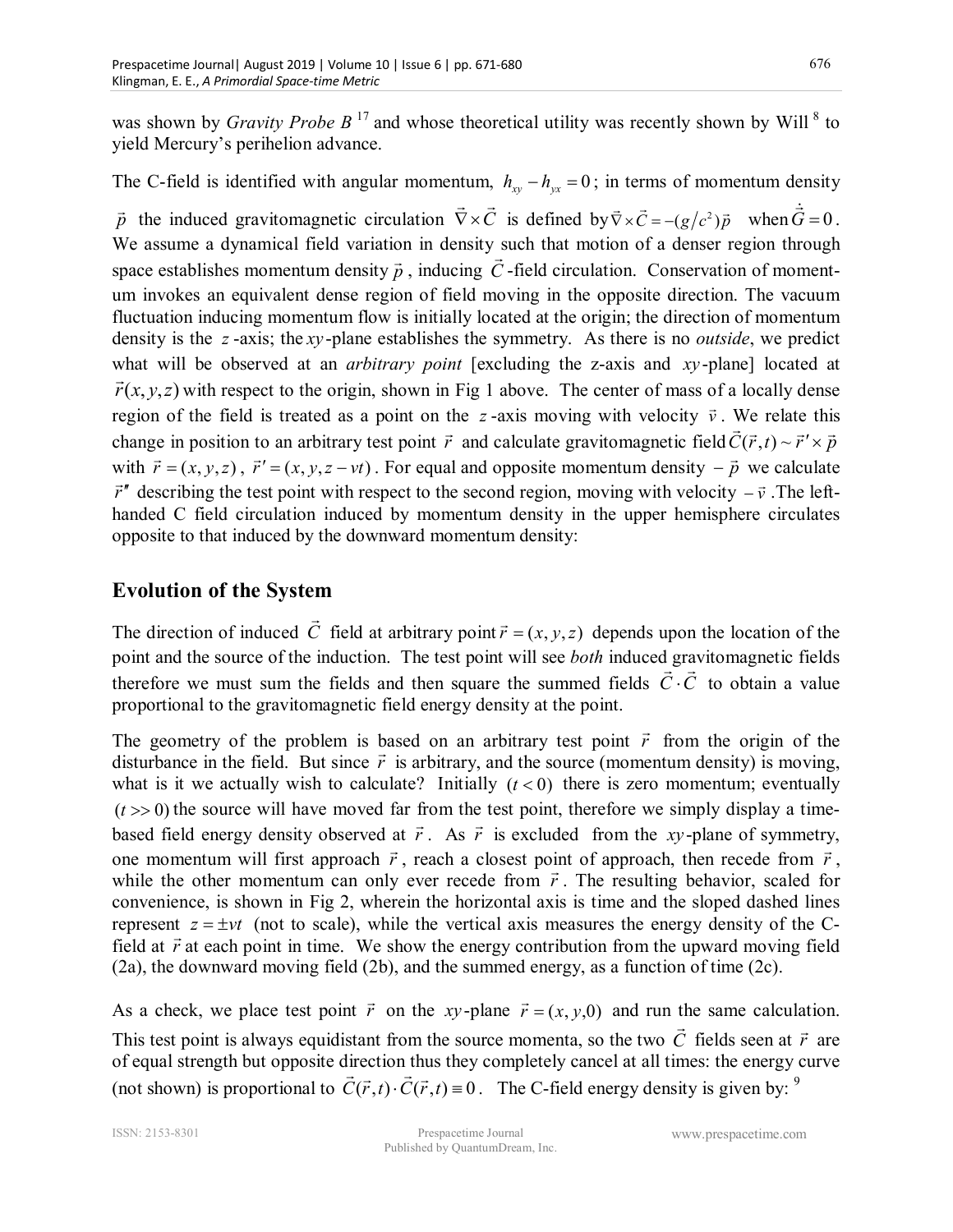was shown by *Gravity Probe B* [17] and whose theoretical utility was recently shown by Will [8] to yield Mercury's perihelion advance.

The C-field is identified with angular momentum, $h_{xy} - h_{yx} = 0$; in terms of momentum density $\vec{p}$ the induced gravitomagnetic circulation $\vec{\nabla} \times \vec{C}$ is defined by $\vec{\nabla} \times \vec{C} = -(g/c^2)\vec{p}$ when $\dot{\vec{G}} = 0$. We assume a dynamical field variation in density such that motion of a denser region through space establishes momentum density $\vec{p}$, inducing $\vec{C}$-field circulation. Conservation of momentum invokes an equivalent dense region of field moving in the opposite direction. The vacuum fluctuation inducing momentum flow is initially located at the origin; the direction of momentum density is the $z$-axis; the $xy$-plane establishes the symmetry. As there is no *outside*, we predict what will be observed at an *arbitrary point* [excluding the z-axis and $xy$-plane] located at $\vec{r}(x, y, z)$ with respect to the origin, shown in Fig 1 above. The center of mass of a locally dense region of the field is treated as a point on the $z$-axis moving with velocity $\vec{v}$. We relate this change in position to an arbitrary test point $\vec{r}$ and calculate gravitomagnetic field $\vec{C}(\vec{r}, t) \sim \vec{r}\,' \times \vec{p}$ with $\vec{r} = (x, y, z)$, $\vec{r}\,' = (x, y, z - vt)$. For equal and opposite momentum density $-\vec{p}$ we calculate $\vec{r}\,''$ describing the test point with respect to the second region, moving with velocity $-\vec{v}$. The left-handed C field circulation induced by momentum density in the upper hemisphere circulates opposite to that induced by the downward momentum density:

## Evolution of the System

The direction of induced $\vec{C}$ field at arbitrary point $\vec{r} = (x, y, z)$ depends upon the location of the point and the source of the induction. The test point will see *both* induced gravitomagnetic fields therefore we must sum the fields and then square the summed fields $\vec{C} \cdot \vec{C}$ to obtain a value proportional to the gravitomagnetic field energy density at the point.

The geometry of the problem is based on an arbitrary test point $\vec{r}$ from the origin of the disturbance in the field. But since $\vec{r}$ is arbitrary, and the source (momentum density) is moving, what is it we actually wish to calculate? Initially $(t < 0)$ there is zero momentum; eventually $(t >> 0)$ the source will have moved far from the test point, therefore we simply display a time-based field energy density observed at $\vec{r}$. As $\vec{r}$ is excluded from the $xy$-plane of symmetry, one momentum will first approach $\vec{r}$, reach a closest point of approach, then recede from $\vec{r}$, while the other momentum can only ever recede from $\vec{r}$. The resulting behavior, scaled for convenience, is shown in Fig 2, wherein the horizontal axis is time and the sloped dashed lines represent $z = \pm vt$ (not to scale), while the vertical axis measures the energy density of the C-field at $\vec{r}$ at each point in time. We show the energy contribution from the upward moving field (2a), the downward moving field (2b), and the summed energy, as a function of time (2c).

As a check, we place test point $\vec{r}$ on the $xy$-plane $\vec{r} = (x, y, 0)$ and run the same calculation. This test point is always equidistant from the source momenta, so the two $\vec{C}$ fields seen at $\vec{r}$ are of equal strength but opposite direction thus they completely cancel at all times: the energy curve (not shown) is proportional to $\vec{C}(\vec{r}, t) \cdot \vec{C}(\vec{r}, t) \equiv 0$. The C-field energy density is given by: [9]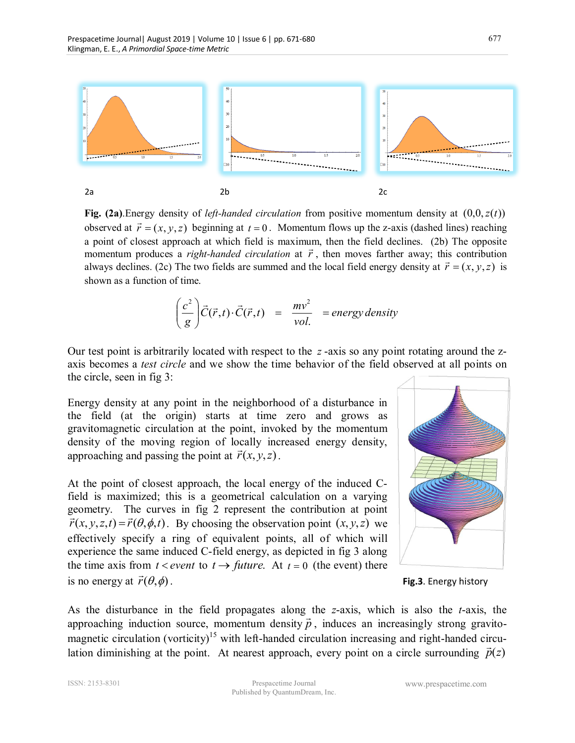2a 2b 2c

**Fig. (2a)**.Energy density of *left-handed circulation* from positive momentum density at $(0,0,z(t))$ observed at $\vec{r}=(x,y,z)$ beginning at $t=0$. Momentum flows up the z-axis (dashed lines) reaching a point of closest approach at which field is maximum, then the field declines. (2b) The opposite momentum produces a *right-handed circulation* at $\vec{r}$, then moves farther away; this contribution always declines. (2c) The two fields are summed and the local field energy density at $\vec{r}=(x,y,z)$ is shown as a function of time.

$$\left(\frac{c^2}{g}\right)\vec{C}(\vec{r},t)\cdot\vec{C}(\vec{r},t) \quad = \quad \frac{mv^2}{vol.} \quad = energy\,density$$

Our test point is arbitrarily located with respect to the $z$-axis so any point rotating around the z-axis becomes a *test circle* and we show the time behavior of the field observed at all points on the circle, seen in fig 3:

Energy density at any point in the neighborhood of a disturbance in the field (at the origin) starts at time zero and grows as gravitomagnetic circulation at the point, invoked by the momentum density of the moving region of locally increased energy density, approaching and passing the point at $\vec{r}(x,y,z)$.

At the point of closest approach, the local energy of the induced C-field is maximized; this is a geometrical calculation on a varying geometry. The curves in fig 2 represent the contribution at point $\vec{r}(x,y,z,t)=\vec{r}(\theta,\phi,t)$. By choosing the observation point $(x,y,z)$ we effectively specify a ring of equivalent points, all of which will experience the same induced C-field energy, as depicted in fig 3 along the time axis from $t < event$ to $t \rightarrow future$. At $t=0$ (the event) there is no energy at $\vec{r}(\theta,\phi)$.

**Fig.3**. Energy history

As the disturbance in the field propagates along the *z*-axis, which is also the *t*-axis, the approaching induction source, momentum density $\vec{p}$, induces an increasingly strong gravito-magnetic circulation (vorticity)[15] with left-handed circulation increasing and right-handed circulation diminishing at the point. At nearest approach, every point on a circle surrounding $\vec{p}(z)$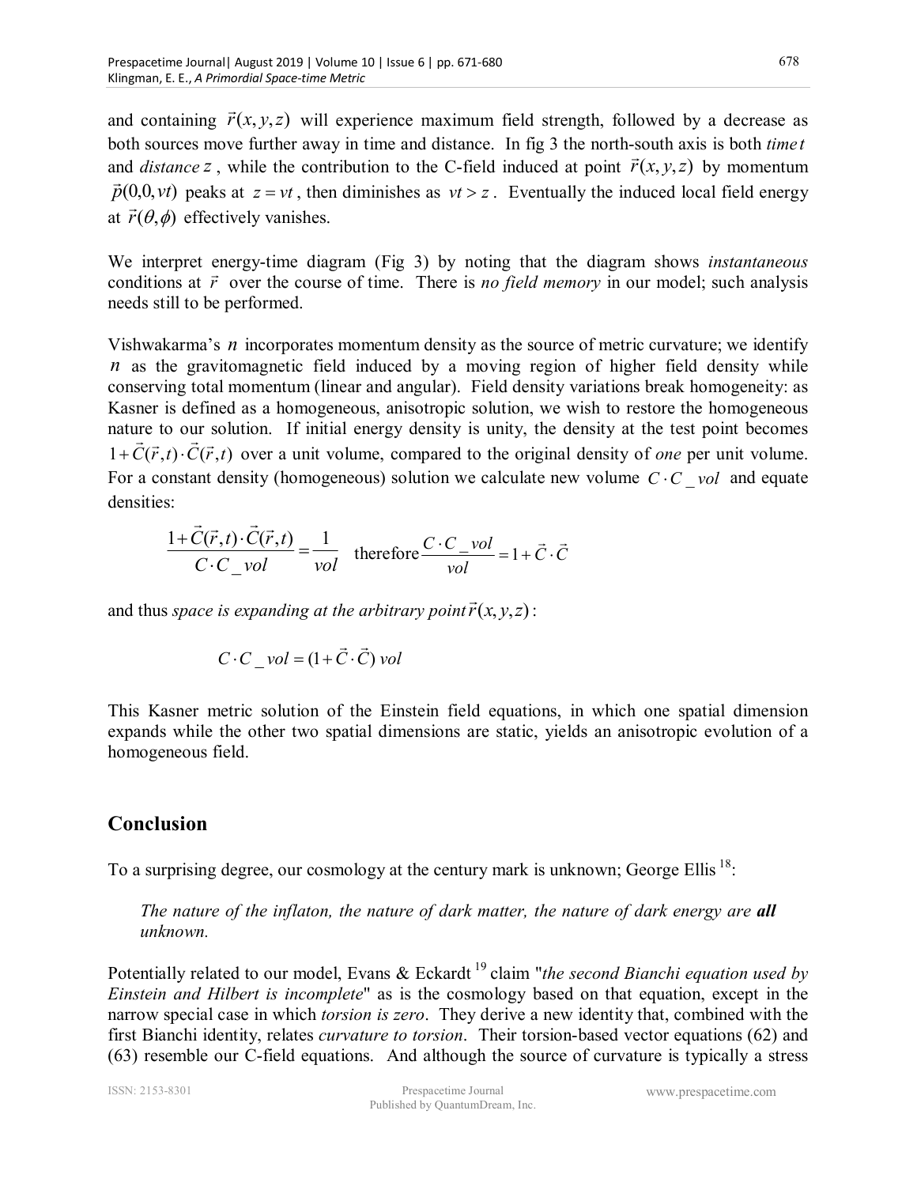and containing $\vec{r}(x,y,z)$ will experience maximum field strength, followed by a decrease as both sources move further away in time and distance. In fig 3 the north-south axis is both *time* $t$ and *distance* $z$, while the contribution to the C-field induced at point $\vec{r}(x,y,z)$ by momentum $\vec{p}(0,0,vt)$ peaks at $z = vt$, then diminishes as $vt > z$. Eventually the induced local field energy at $\vec{r}(\theta,\phi)$ effectively vanishes.

We interpret energy-time diagram (Fig 3) by noting that the diagram shows *instantaneous* conditions at $\vec{r}$ over the course of time. There is *no field memory* in our model; such analysis needs still to be performed.

Vishwakarma's $n$ incorporates momentum density as the source of metric curvature; we identify $n$ as the gravitomagnetic field induced by a moving region of higher field density while conserving total momentum (linear and angular). Field density variations break homogeneity: as Kasner is defined as a homogeneous, anisotropic solution, we wish to restore the homogeneous nature to our solution. If initial energy density is unity, the density at the test point becomes $1 + \vec{C}(\vec{r},t) \cdot \vec{C}(\vec{r},t)$ over a unit volume, compared to the original density of *one* per unit volume. For a constant density (homogeneous) solution we calculate new volume $C \cdot C\_vol$ and equate densities:

$$\frac{1 + \vec{C}(\vec{r},t) \cdot \vec{C}(\vec{r},t)}{C \cdot C\_vol} = \frac{1}{vol} \quad \text{therefore} \frac{C \cdot C\_vol}{vol} = 1 + \vec{C} \cdot \vec{C}$$

and thus *space is expanding at the arbitrary point* $\vec{r}(x,y,z)$:

$$C \cdot C\_vol = (1 + \vec{C} \cdot \vec{C})\, vol$$

This Kasner metric solution of the Einstein field equations, in which one spatial dimension expands while the other two spatial dimensions are static, yields an anisotropic evolution of a homogeneous field.

## Conclusion

To a surprising degree, our cosmology at the century mark is unknown; George Ellis [18]:

> *The nature of the inflaton, the nature of dark matter, the nature of dark energy are **all** unknown.*

Potentially related to our model, Evans & Eckardt [19] claim "*the second Bianchi equation used by Einstein and Hilbert is incomplete*" as is the cosmology based on that equation, except in the narrow special case in which *torsion is zero*. They derive a new identity that, combined with the first Bianchi identity, relates *curvature to torsion*. Their torsion-based vector equations (62) and (63) resemble our C-field equations. And although the source of curvature is typically a stress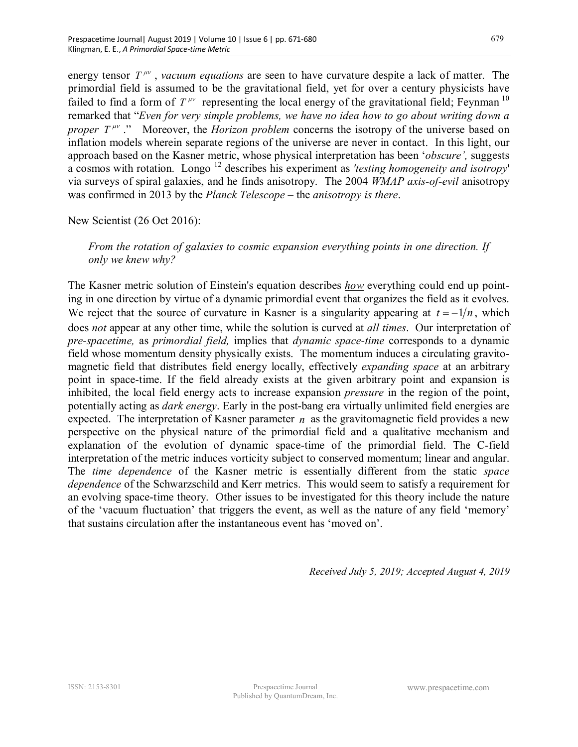energy tensor $T^{\mu\nu}$ , *vacuum equations* are seen to have curvature despite a lack of matter. The primordial field is assumed to be the gravitational field, yet for over a century physicists have failed to find a form of $T^{\mu\nu}$ representing the local energy of the gravitational field; Feynman [10] remarked that "*Even for very simple problems, we have no idea how to go about writing down a proper* $T^{\mu\nu}$ ." Moreover, the *Horizon problem* concerns the isotropy of the universe based on inflation models wherein separate regions of the universe are never in contact. In this light, our approach based on the Kasner metric, whose physical interpretation has been '*obscure',* suggests a cosmos with rotation. Longo [12] describes his experiment as *'testing homogeneity and isotropy'* via surveys of spiral galaxies, and he finds anisotropy. The 2004 *WMAP axis-of-evil* anisotropy was confirmed in 2013 by the *Planck Telescope* – the *anisotropy is there*.

New Scientist (26 Oct 2016):

> *From the rotation of galaxies to cosmic expansion everything points in one direction. If only we knew why?*

The Kasner metric solution of Einstein's equation describes <u>*how*</u> everything could end up pointing in one direction by virtue of a dynamic primordial event that organizes the field as it evolves. We reject that the source of curvature in Kasner is a singularity appearing at $t = -1/n$ , which does *not* appear at any other time, while the solution is curved at *all times*. Our interpretation of *pre-spacetime,* as *primordial field,* implies that *dynamic space-time* corresponds to a dynamic field whose momentum density physically exists. The momentum induces a circulating gravitomagnetic field that distributes field energy locally, effectively *expanding space* at an arbitrary point in space-time. If the field already exists at the given arbitrary point and expansion is inhibited, the local field energy acts to increase expansion *pressure* in the region of the point, potentially acting as *dark energy*. Early in the post-bang era virtually unlimited field energies are expected. The interpretation of Kasner parameter $n$ as the gravitomagnetic field provides a new perspective on the physical nature of the primordial field and a qualitative mechanism and explanation of the evolution of dynamic space-time of the primordial field. The C-field interpretation of the metric induces vorticity subject to conserved momentum; linear and angular. The *time dependence* of the Kasner metric is essentially different from the static *space dependence* of the Schwarzschild and Kerr metrics. This would seem to satisfy a requirement for an evolving space-time theory. Other issues to be investigated for this theory include the nature of the 'vacuum fluctuation' that triggers the event, as well as the nature of any field 'memory' that sustains circulation after the instantaneous event has 'moved on'.

*Received July 5, 2019; Accepted August 4, 2019*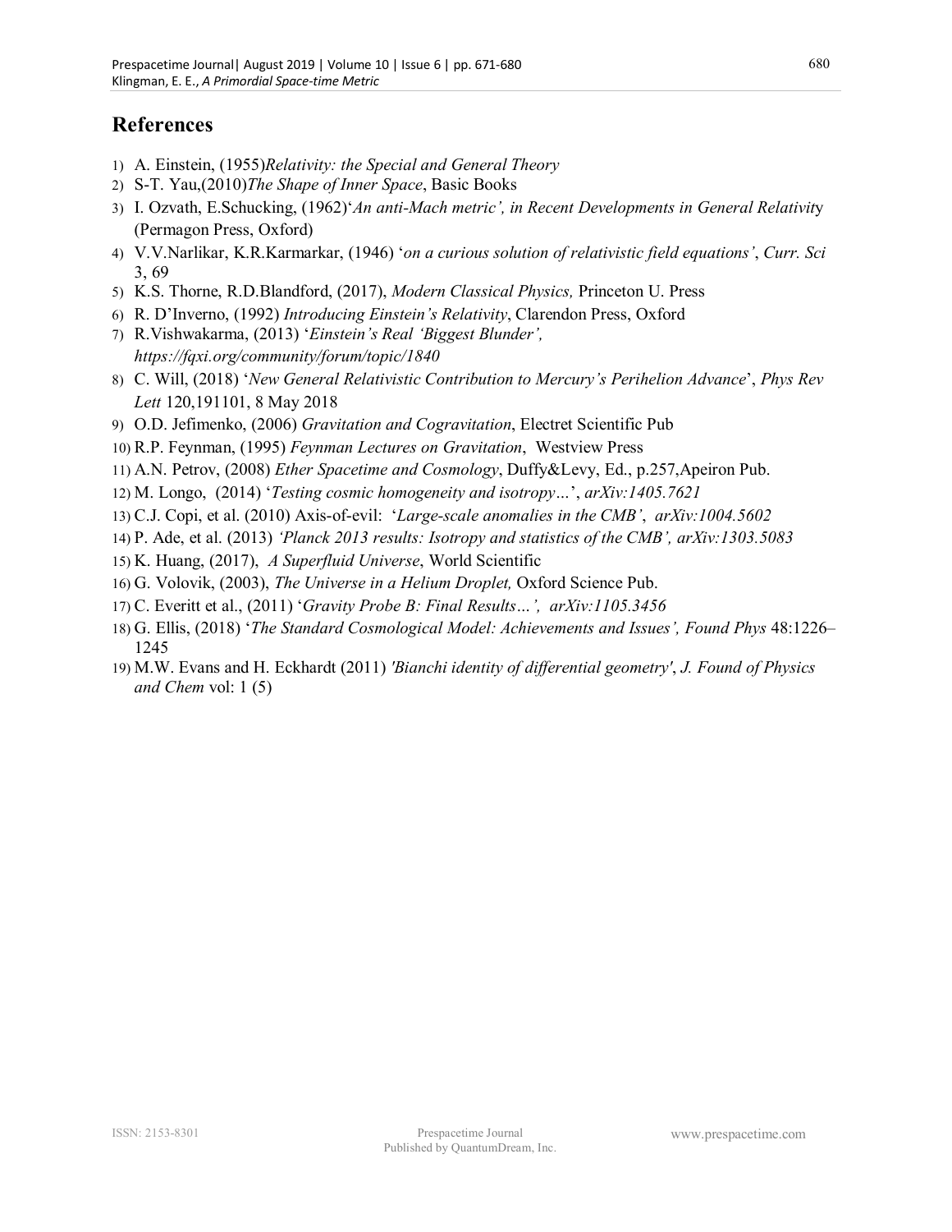## References

1) A. Einstein, (1955)*Relativity: the Special and General Theory*
2) S-T. Yau,(2010)*The Shape of Inner Space*, Basic Books
3) I. Ozvath, E.Schucking, (1962)'*An anti-Mach metric', in Recent Developments in General Relativit*y (Permagon Press, Oxford)
4) V.V.Narlikar, K.R.Karmarkar, (1946) '*on a curious solution of relativistic field equations'*, *Curr. Sci* 3, 69
5) K.S. Thorne, R.D.Blandford, (2017), *Modern Classical Physics,* Princeton U. Press
6) R. D'Inverno, (1992) *Introducing Einstein's Relativity*, Clarendon Press, Oxford
7) R.Vishwakarma, (2013) '*Einstein's Real 'Biggest Blunder', https://fqxi.org/community/forum/topic/1840*
8) C. Will, (2018) '*New General Relativistic Contribution to Mercury's Perihelion Advance*', *Phys Rev Lett* 120,191101, 8 May 2018
9) O.D. Jefimenko, (2006) *Gravitation and Cogravitation*, Electret Scientific Pub
10) R.P. Feynman, (1995) *Feynman Lectures on Gravitation*, Westview Press
11) A.N. Petrov, (2008) *Ether Spacetime and Cosmology*, Duffy&Levy, Ed., p.257,Apeiron Pub.
12) M. Longo, (2014) '*Testing cosmic homogeneity and isotropy…*', *arXiv:1405.7621*
13) C.J. Copi, et al. (2010) Axis-of-evil: '*Large-scale anomalies in the CMB'*, *arXiv:1004.5602*
14) P. Ade, et al. (2013) *'Planck 2013 results: Isotropy and statistics of the CMB', arXiv:1303.5083*
15) K. Huang, (2017), *A Superfluid Universe*, World Scientific
16) G. Volovik, (2003), *The Universe in a Helium Droplet,* Oxford Science Pub.
17) C. Everitt et al., (2011) '*Gravity Probe B: Final Results…', arXiv:1105.3456*
18) G. Ellis, (2018) '*The Standard Cosmological Model: Achievements and Issues', Found Phys* 48:1226–1245
19) M.W. Evans and H. Eckhardt (2011) *'Bianchi identity of differential geometry'*, *J. Found of Physics and Chem* vol: 1 (5)